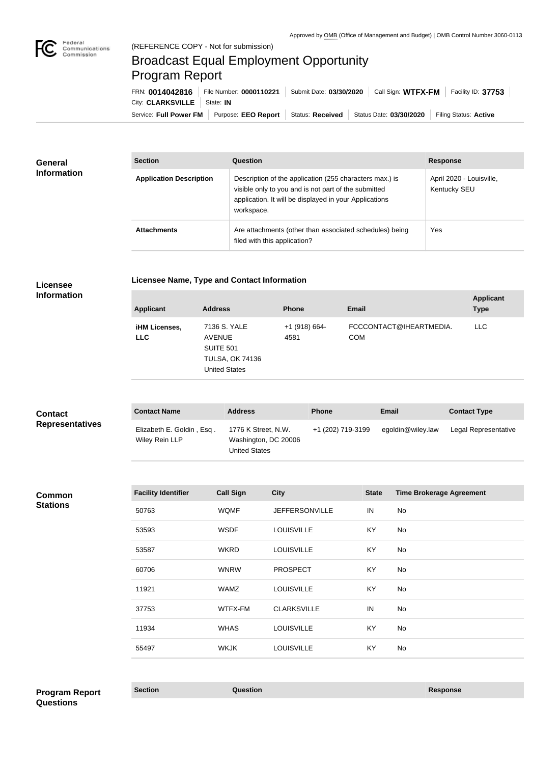Approved by OMB (Office of Management and Budget) | OMB Control Number 3060-0113

(REFERENCE COPY - Not for submission)

# Broadcast Equal Employment Opportunity Program Report

FRN: **0014042816** | File Number: **0000110221** | Submit Date: **03/30/2020** | Call Sign: **WTFX-FM** | Facility ID: **37753**

City: **CLARKSVILLE** | State: **IN**

Service: **Full Power FM** | Purpose: **EEO Report** | Status: **Received** | Status Date: **03/30/2020** | Filing Status: **Active**

## General Information

| Section | Question | Response |
| --- | --- | --- |
| **Application Description** | Description of the application (255 characters max.) is visible only to you and is not part of the submitted application. It will be displayed in your Applications workspace. | April 2020 - Louisville, Kentucky SEU |
| **Attachments** | Are attachments (other than associated schedules) being filed with this application? | Yes |

## Licensee Information

### Licensee Name, Type and Contact Information

| Applicant | Address | Phone | Email | Applicant Type |
| --- | --- | --- | --- | --- |
| **iHM Licenses, LLC** | 7136 S. YALE AVENUE SUITE 501 TULSA, OK 74136 United States | +1 (918) 664-4581 | FCCCONTACT@IHEARTMEDIA.COM | LLC |

## Contact Representatives

| Contact Name | Address | Phone | Email | Contact Type |
| --- | --- | --- | --- | --- |
| Elizabeth E. Goldin , Esq . Wiley Rein LLP | 1776 K Street, N.W. Washington, DC 20006 United States | +1 (202) 719-3199 | egoldin@wiley.law | Legal Representative |

## Common Stations

| Facility Identifier | Call Sign | City | State | Time Brokerage Agreement |
| --- | --- | --- | --- | --- |
| 50763 | WQMF | JEFFERSONVILLE | IN | No |
| 53593 | WSDF | LOUISVILLE | KY | No |
| 53587 | WKRD | LOUISVILLE | KY | No |
| 60706 | WNRW | PROSPECT | KY | No |
| 11921 | WAMZ | LOUISVILLE | KY | No |
| 37753 | WTFX-FM | CLARKSVILLE | IN | No |
| 11934 | WHAS | LOUISVILLE | KY | No |
| 55497 | WKJK | LOUISVILLE | KY | No |

## Program Report Questions

| Section | Question | Response |
| --- | --- | --- |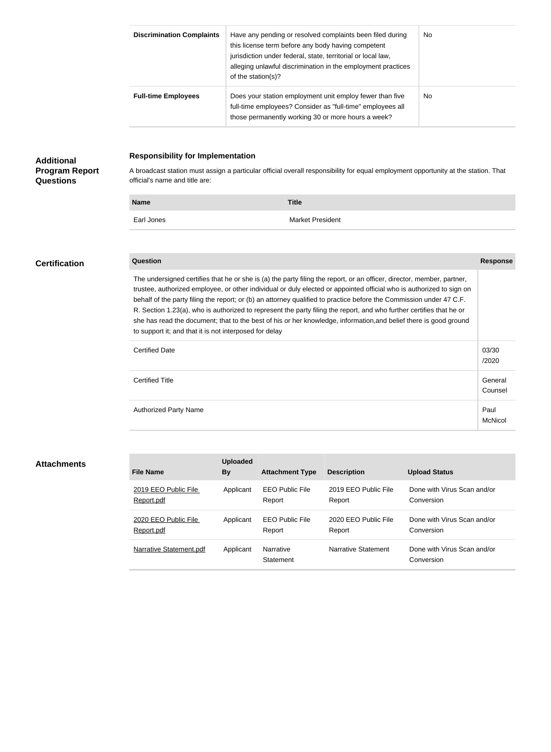| | | |
|---|---|---|
| **Discrimination Complaints** | Have any pending or resolved complaints been filed during this license term before any body having competent jurisdiction under federal, state, territorial or local law, alleging unlawful discrimination in the employment practices of the station(s)? | No |
| **Full-time Employees** | Does your station employment unit employ fewer than five full-time employees? Consider as "full-time" employees all those permanently working 30 or more hours a week? | No |

## Additional Program Report Questions

### Responsibility for Implementation

A broadcast station must assign a particular official overall responsibility for equal employment opportunity at the station. That official's name and title are:

| Name | Title |
|---|---|
| Earl Jones | Market President |

## Certification

| Question | Response |
|---|---|
| The undersigned certifies that he or she is (a) the party filing the report, or an officer, director, member, partner, trustee, authorized employee, or other individual or duly elected or appointed official who is authorized to sign on behalf of the party filing the report; or (b) an attorney qualified to practice before the Commission under 47 C.F. R. Section 1.23(a), who is authorized to represent the party filing the report, and who further certifies that he or she has read the document; that to the best of his or her knowledge, information,and belief there is good ground to support it; and that it is not interposed for delay | |
| Certified Date | 03/30/2020 |
| Certified Title | General Counsel |
| Authorized Party Name | Paul McNicol |

## Attachments

| File Name | Uploaded By | Attachment Type | Description | Upload Status |
|---|---|---|---|---|
| 2019 EEO Public File Report.pdf | Applicant | EEO Public File Report | 2019 EEO Public File Report | Done with Virus Scan and/or Conversion |
| 2020 EEO Public File Report.pdf | Applicant | EEO Public File Report | 2020 EEO Public File Report | Done with Virus Scan and/or Conversion |
| Narrative Statement.pdf | Applicant | Narrative Statement | Narrative Statement | Done with Virus Scan and/or Conversion |